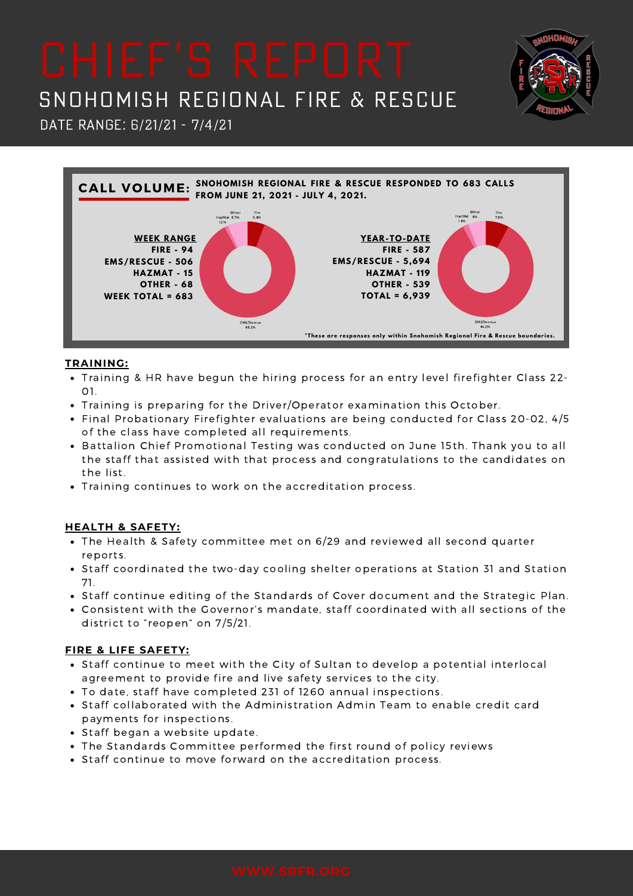# CHIEF'S REPORT

## SNOHOMISH REGIONAL FIRE & RESCUE

DATE RANGE: 6/21/21 - 7/4/21

**CALL VOLUME:** **SNOHOMISH REGIONAL FIRE & RESCUE RESPONDED TO 683 CALLS FROM JUNE 21, 2021 - JULY 4, 2021.**

**WEEK RANGE**
**FIRE - 94**
**EMS/RESCUE - 506**
**HAZMAT - 15**
**OTHER - 68**
**WEEK TOTAL = 683**

Other 6.7% | HazMat 1.2% | Fire 5.9% | EMS/Rescue 86.2%

**YEAR-TO-DATE**
**FIRE - 587**
**EMS/RESCUE - 5,694**
**HAZMAT - 119**
**OTHER - 539**
**TOTAL = 6,939**

Other 6% | HazMat 1.9% | Fire 7.9% | EMS/Rescue 84.2%

*These are responses only within Snohomish Regional Fire & Rescue boundaries.

### TRAINING:

- Training & HR have begun the hiring process for an entry level firefighter Class 22-01.
- Training is preparing for the Driver/Operator examination this October.
- Final Probationary Firefighter evaluations are being conducted for Class 20-02, 4/5 of the class have completed all requirements.
- Battalion Chief Promotional Testing was conducted on June 15th. Thank you to all the staff that assisted with that process and congratulations to the candidates on the list.
- Training continues to work on the accreditation process.

### HEALTH & SAFETY:

- The Health & Safety committee met on 6/29 and reviewed all second quarter reports.
- Staff coordinated the two-day cooling shelter operations at Station 31 and Station 71.
- Staff continue editing of the Standards of Cover document and the Strategic Plan.
- Consistent with the Governor's mandate, staff coordinated with all sections of the district to "reopen" on 7/5/21.

### FIRE & LIFE SAFETY:

- Staff continue to meet with the City of Sultan to develop a potential interlocal agreement to provide fire and live safety services to the city.
- To date, staff have completed 231 of 1260 annual inspections.
- Staff collaborated with the Administration Admin Team to enable credit card payments for inspections.
- Staff began a website update.
- The Standards Committee performed the first round of policy reviews
- Staff continue to move forward on the accreditation process.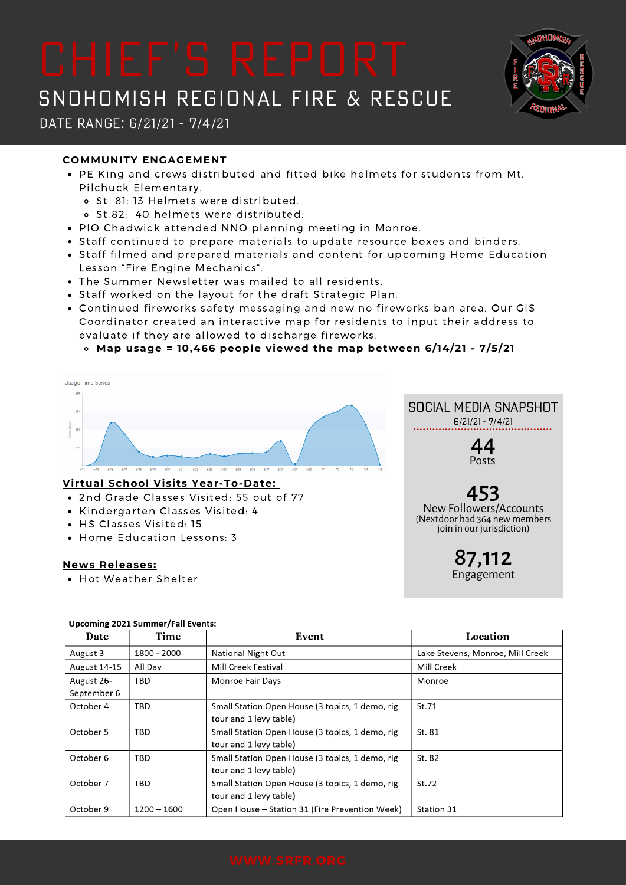# CHIEF'S REPORT

## SNOHOMISH REGIONAL FIRE & RESCUE

DATE RANGE: 6/21/21 - 7/4/21

### COMMUNITY ENGAGEMENT

- PE King and crews distributed and fitted bike helmets for students from Mt. Pilchuck Elementary.
  - St. 81: 13 Helmets were distributed.
  - St.82: 40 helmets were distributed.
- PIO Chadwick attended NNO planning meeting in Monroe.
- Staff continued to prepare materials to update resource boxes and binders.
- Staff filmed and prepared materials and content for upcoming Home Education Lesson "Fire Engine Mechanics".
- The Summer Newsletter was mailed to all residents.
- Staff worked on the layout for the draft Strategic Plan.
- Continued fireworks safety messaging and new no fireworks ban area. Our GIS Coordinator created an interactive map for residents to input their address to evaluate if they are allowed to discharge fireworks.
  - **Map usage = 10,466 people viewed the map between 6/14/21 - 7/5/21**

### Virtual School Visits Year-To-Date:

- 2nd Grade Classes Visited: 55 out of 77
- Kindergarten Classes Visited: 4
- HS Classes Visited: 15
- Home Education Lessons: 3

### News Releases:

- Hot Weather Shelter

### SOCIAL MEDIA SNAPSHOT

6/21/21 - 7/4/21

**44** Posts

**453** New Followers/Accounts (Nextdoor had 364 new members join in our jurisdiction)

**87,112** Engagement

**Upcoming 2021 Summer/Fall Events:**

| Date | Time | Event | Location |
|---|---|---|---|
| August 3 | 1800 - 2000 | National Night Out | Lake Stevens, Monroe, Mill Creek |
| August 14-15 | All Day | Mill Creek Festival | Mill Creek |
| August 26-September 6 | TBD | Monroe Fair Days | Monroe |
| October 4 | TBD | Small Station Open House (3 topics, 1 demo, rig tour and 1 levy table) | St.71 |
| October 5 | TBD | Small Station Open House (3 topics, 1 demo, rig tour and 1 levy table) | St. 81 |
| October 6 | TBD | Small Station Open House (3 topics, 1 demo, rig tour and 1 levy table) | St. 82 |
| October 7 | TBD | Small Station Open House (3 topics, 1 demo, rig tour and 1 levy table) | St.72 |
| October 9 | 1200 – 1600 | Open House – Station 31 (Fire Prevention Week) | Station 31 |

WWW.SRFR.ORG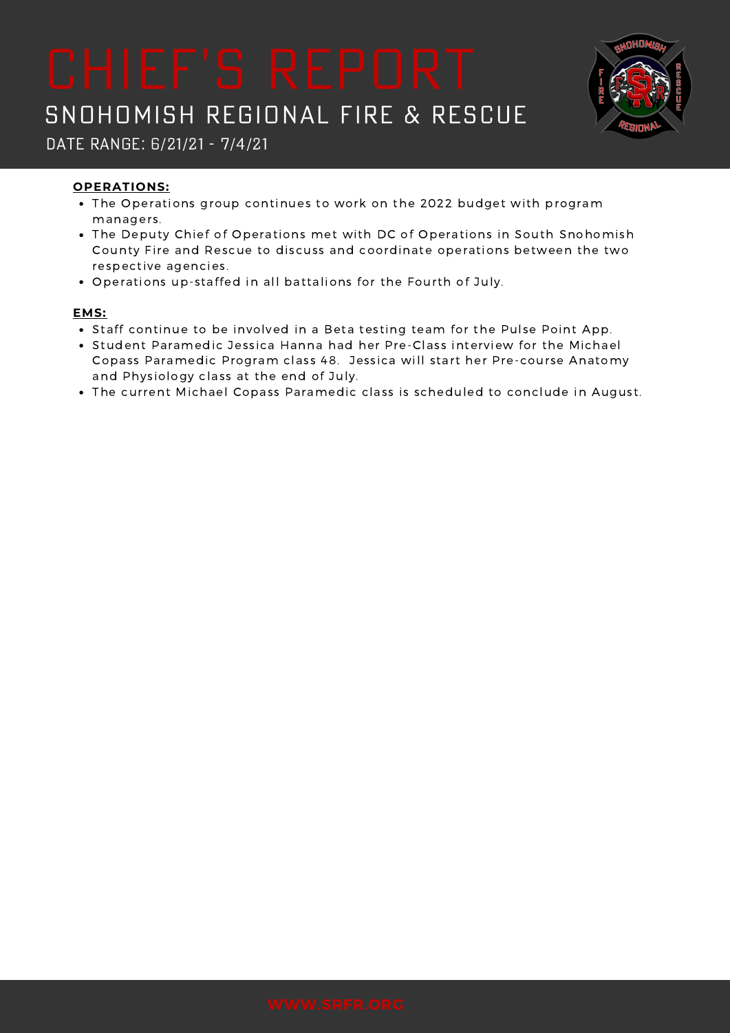# CHIEF'S REPORT

## SNOHOMISH REGIONAL FIRE & RESCUE

DATE RANGE: 6/21/21 - 7/4/21

**OPERATIONS:**

- The Operations group continues to work on the 2022 budget with program managers.
- The Deputy Chief of Operations met with DC of Operations in South Snohomish County Fire and Rescue to discuss and coordinate operations between the two respective agencies.
- Operations up-staffed in all battalions for the Fourth of July.

**EMS:**

- Staff continue to be involved in a Beta testing team for the Pulse Point App.
- Student Paramedic Jessica Hanna had her Pre-Class interview for the Michael Copass Paramedic Program class 48. Jessica will start her Pre-course Anatomy and Physiology class at the end of July.
- The current Michael Copass Paramedic class is scheduled to conclude in August.

WWW.SRFR.ORG